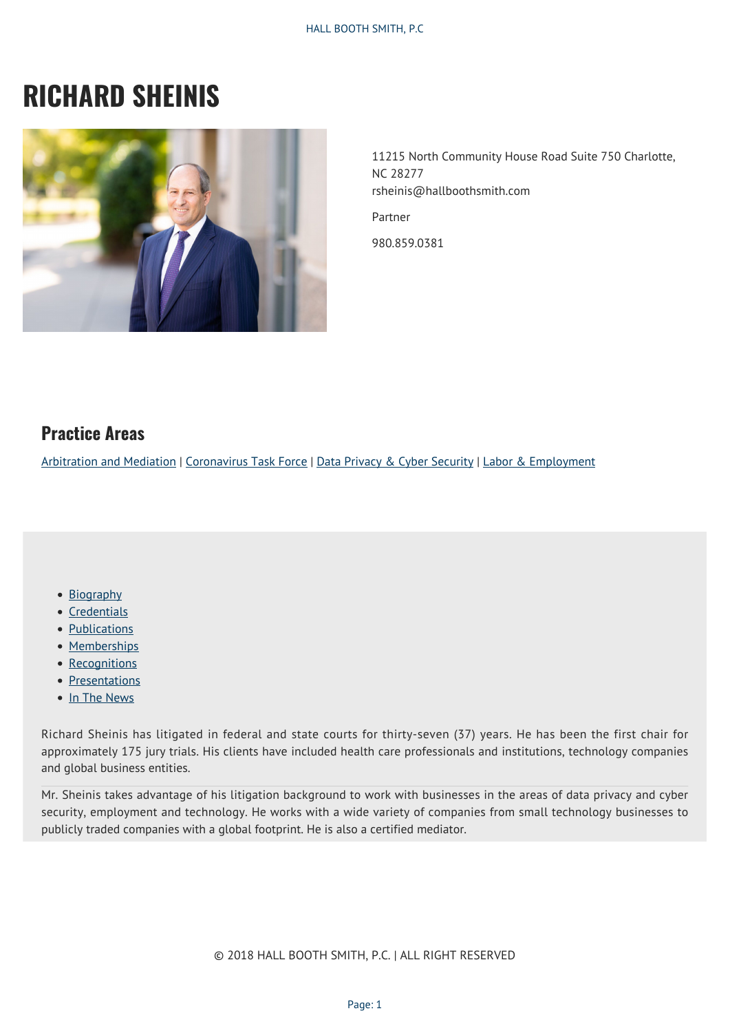# RICHARD SHEINIS

11215 North Community House Road Suite 750 Charlotte, NC 28277
rsheinis@hallboothsmith.com

Partner

980.859.0381

## Practice Areas

Arbitration and Mediation | Coronavirus Task Force | Data Privacy & Cyber Security | Labor & Employment

- Biography
- Credentials
- Publications
- Memberships
- Recognitions
- Presentations
- In The News

Richard Sheinis has litigated in federal and state courts for thirty-seven (37) years. He has been the first chair for approximately 175 jury trials. His clients have included health care professionals and institutions, technology companies and global business entities.

Mr. Sheinis takes advantage of his litigation background to work with businesses in the areas of data privacy and cyber security, employment and technology. He works with a wide variety of companies from small technology businesses to publicly traded companies with a global footprint. He is also a certified mediator.

© 2018 HALL BOOTH SMITH, P.C. | ALL RIGHT RESERVED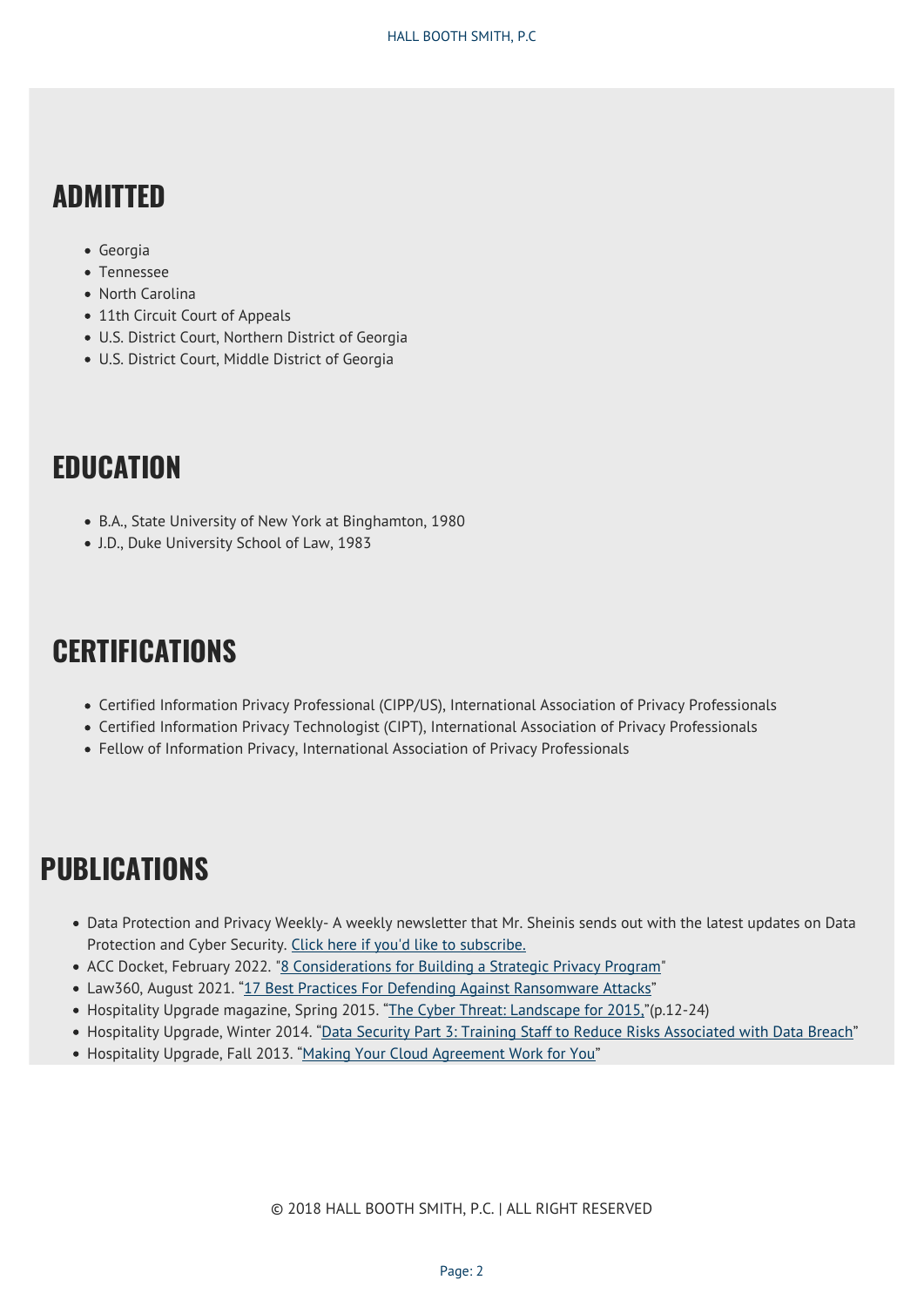## ADMITTED

- Georgia
- Tennessee
- North Carolina
- 11th Circuit Court of Appeals
- U.S. District Court, Northern District of Georgia
- U.S. District Court, Middle District of Georgia

## EDUCATION

- B.A., State University of New York at Binghamton, 1980
- J.D., Duke University School of Law, 1983

## CERTIFICATIONS

- Certified Information Privacy Professional (CIPP/US), International Association of Privacy Professionals
- Certified Information Privacy Technologist (CIPT), International Association of Privacy Professionals
- Fellow of Information Privacy, International Association of Privacy Professionals

## PUBLICATIONS

- Data Protection and Privacy Weekly- A weekly newsletter that Mr. Sheinis sends out with the latest updates on Data Protection and Cyber Security. Click here if you'd like to subscribe.
- ACC Docket, February 2022. "8 Considerations for Building a Strategic Privacy Program"
- Law360, August 2021. "17 Best Practices For Defending Against Ransomware Attacks"
- Hospitality Upgrade magazine, Spring 2015. "The Cyber Threat: Landscape for 2015,"(p.12-24)
- Hospitality Upgrade, Winter 2014. "Data Security Part 3: Training Staff to Reduce Risks Associated with Data Breach"
- Hospitality Upgrade, Fall 2013. "Making Your Cloud Agreement Work for You"

© 2018 HALL BOOTH SMITH, P.C. | ALL RIGHT RESERVED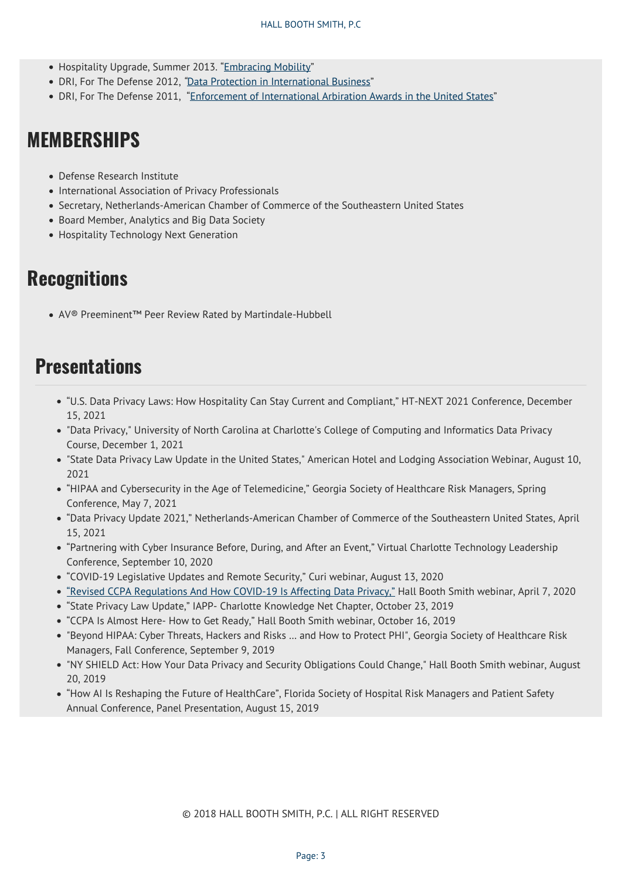- Hospitality Upgrade, Summer 2013. "Embracing Mobility"
- DRI, For The Defense 2012, "Data Protection in International Business"
- DRI, For The Defense 2011, "Enforcement of International Arbiration Awards in the United States"

## MEMBERSHIPS

- Defense Research Institute
- International Association of Privacy Professionals
- Secretary, Netherlands-American Chamber of Commerce of the Southeastern United States
- Board Member, Analytics and Big Data Society
- Hospitality Technology Next Generation

## Recognitions

- AV® Preeminent™ Peer Review Rated by Martindale-Hubbell

## Presentations

- "U.S. Data Privacy Laws: How Hospitality Can Stay Current and Compliant," HT-NEXT 2021 Conference, December 15, 2021
- "Data Privacy," University of North Carolina at Charlotte's College of Computing and Informatics Data Privacy Course, December 1, 2021
- "State Data Privacy Law Update in the United States," American Hotel and Lodging Association Webinar, August 10, 2021
- "HIPAA and Cybersecurity in the Age of Telemedicine," Georgia Society of Healthcare Risk Managers, Spring Conference, May 7, 2021
- "Data Privacy Update 2021," Netherlands-American Chamber of Commerce of the Southeastern United States, April 15, 2021
- "Partnering with Cyber Insurance Before, During, and After an Event," Virtual Charlotte Technology Leadership Conference, September 10, 2020
- "COVID-19 Legislative Updates and Remote Security," Curi webinar, August 13, 2020
- "Revised CCPA Regulations And How COVID-19 Is Affecting Data Privacy," Hall Booth Smith webinar, April 7, 2020
- "State Privacy Law Update," IAPP- Charlotte Knowledge Net Chapter, October 23, 2019
- "CCPA Is Almost Here- How to Get Ready," Hall Booth Smith webinar, October 16, 2019
- "Beyond HIPAA: Cyber Threats, Hackers and Risks … and How to Protect PHI", Georgia Society of Healthcare Risk Managers, Fall Conference, September 9, 2019
- "NY SHIELD Act: How Your Data Privacy and Security Obligations Could Change," Hall Booth Smith webinar, August 20, 2019
- "How AI Is Reshaping the Future of HealthCare", Florida Society of Hospital Risk Managers and Patient Safety Annual Conference, Panel Presentation, August 15, 2019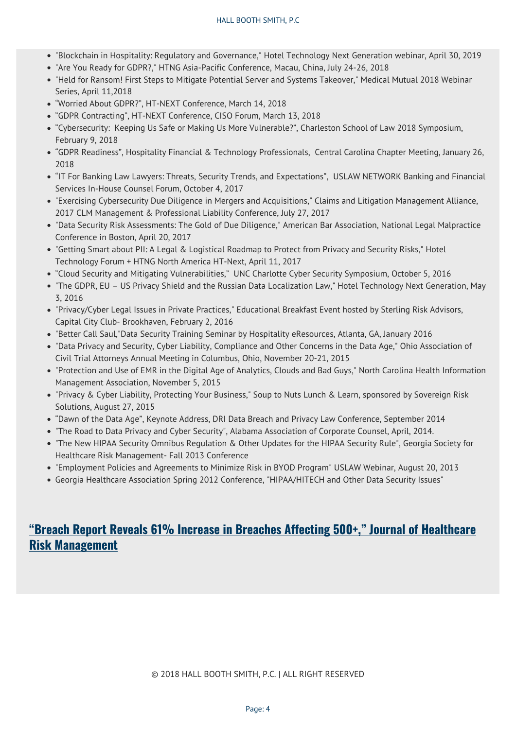- "Blockchain in Hospitality: Regulatory and Governance," Hotel Technology Next Generation webinar, April 30, 2019
- "Are You Ready for GDPR?," HTNG Asia-Pacific Conference, Macau, China, July 24-26, 2018
- "Held for Ransom! First Steps to Mitigate Potential Server and Systems Takeover," Medical Mutual 2018 Webinar Series, April 11,2018
- "Worried About GDPR?", HT-NEXT Conference, March 14, 2018
- "GDPR Contracting", HT-NEXT Conference, CISO Forum, March 13, 2018
- "Cybersecurity: Keeping Us Safe or Making Us More Vulnerable?", Charleston School of Law 2018 Symposium, February 9, 2018
- "GDPR Readiness", Hospitality Financial & Technology Professionals, Central Carolina Chapter Meeting, January 26, 2018
- "IT For Banking Law Lawyers: Threats, Security Trends, and Expectations", USLAW NETWORK Banking and Financial Services In-House Counsel Forum, October 4, 2017
- "Exercising Cybersecurity Due Diligence in Mergers and Acquisitions," Claims and Litigation Management Alliance, 2017 CLM Management & Professional Liability Conference, July 27, 2017
- "Data Security Risk Assessments: The Gold of Due Diligence," American Bar Association, National Legal Malpractice Conference in Boston, April 20, 2017
- "Getting Smart about PII: A Legal & Logistical Roadmap to Protect from Privacy and Security Risks," Hotel Technology Forum + HTNG North America HT-Next, April 11, 2017
- "Cloud Security and Mitigating Vulnerabilities," UNC Charlotte Cyber Security Symposium, October 5, 2016
- "The GDPR, EU – US Privacy Shield and the Russian Data Localization Law," Hotel Technology Next Generation, May 3, 2016
- "Privacy/Cyber Legal Issues in Private Practices," Educational Breakfast Event hosted by Sterling Risk Advisors, Capital City Club- Brookhaven, February 2, 2016
- "Better Call Saul,"Data Security Training Seminar by Hospitality eResources, Atlanta, GA, January 2016
- "Data Privacy and Security, Cyber Liability, Compliance and Other Concerns in the Data Age," Ohio Association of Civil Trial Attorneys Annual Meeting in Columbus, Ohio, November 20-21, 2015
- "Protection and Use of EMR in the Digital Age of Analytics, Clouds and Bad Guys," North Carolina Health Information Management Association, November 5, 2015
- "Privacy & Cyber Liability, Protecting Your Business," Soup to Nuts Lunch & Learn, sponsored by Sovereign Risk Solutions, August 27, 2015
- "Dawn of the Data Age", Keynote Address, DRI Data Breach and Privacy Law Conference, September 2014
- "The Road to Data Privacy and Cyber Security", Alabama Association of Corporate Counsel, April, 2014.
- "The New HIPAA Security Omnibus Regulation & Other Updates for the HIPAA Security Rule", Georgia Society for Healthcare Risk Management- Fall 2013 Conference
- "Employment Policies and Agreements to Minimize Risk in BYOD Program" USLAW Webinar, August 20, 2013
- Georgia Healthcare Association Spring 2012 Conference, "HIPAA/HITECH and Other Data Security Issues"

## "Breach Report Reveals 61% Increase in Breaches Affecting 500+," Journal of Healthcare Risk Management

© 2018 HALL BOOTH SMITH, P.C. | ALL RIGHT RESERVED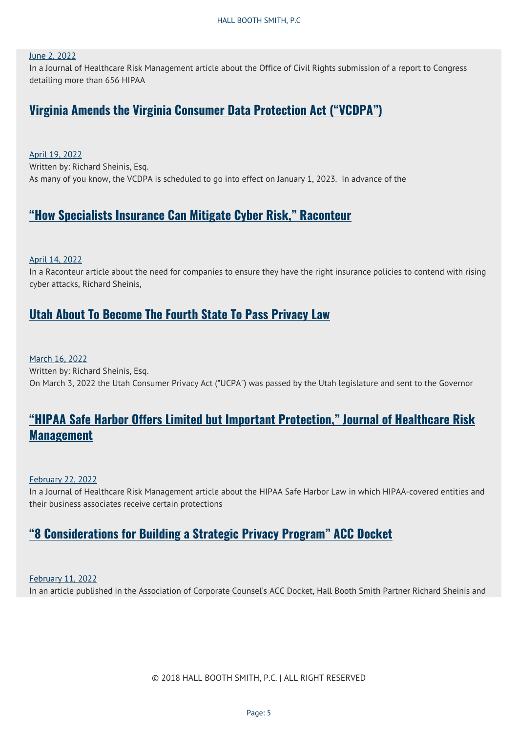June 2, 2022
In a Journal of Healthcare Risk Management article about the Office of Civil Rights submission of a report to Congress detailing more than 656 HIPAA

## Virginia Amends the Virginia Consumer Data Protection Act ("VCDPA")

April 19, 2022
Written by: Richard Sheinis, Esq.
As many of you know, the VCDPA is scheduled to go into effect on January 1, 2023. In advance of the

## "How Specialists Insurance Can Mitigate Cyber Risk," Raconteur

April 14, 2022
In a Raconteur article about the need for companies to ensure they have the right insurance policies to contend with rising cyber attacks, Richard Sheinis,

## Utah About To Become The Fourth State To Pass Privacy Law

March 16, 2022
Written by: Richard Sheinis, Esq.
On March 3, 2022 the Utah Consumer Privacy Act ("UCPA") was passed by the Utah legislature and sent to the Governor

## "HIPAA Safe Harbor Offers Limited but Important Protection," Journal of Healthcare Risk Management

February 22, 2022
In a Journal of Healthcare Risk Management article about the HIPAA Safe Harbor Law in which HIPAA-covered entities and their business associates receive certain protections

## "8 Considerations for Building a Strategic Privacy Program" ACC Docket

February 11, 2022
In an article published in the Association of Corporate Counsel's ACC Docket, Hall Booth Smith Partner Richard Sheinis and

© 2018 HALL BOOTH SMITH, P.C. | ALL RIGHT RESERVED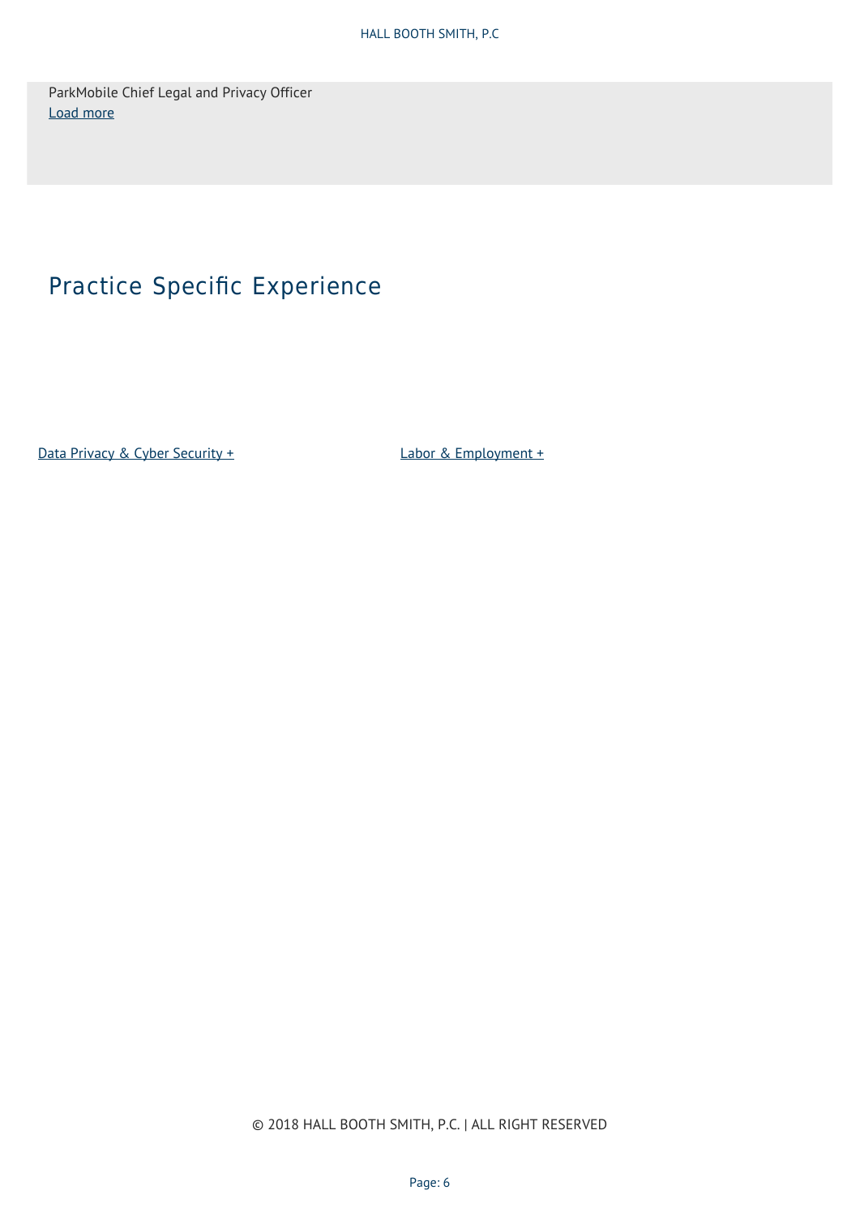ParkMobile Chief Legal and Privacy Officer
Load more

## Practice Specific Experience

Data Privacy & Cyber Security +

Labor & Employment +

© 2018 HALL BOOTH SMITH, P.C. | ALL RIGHT RESERVED